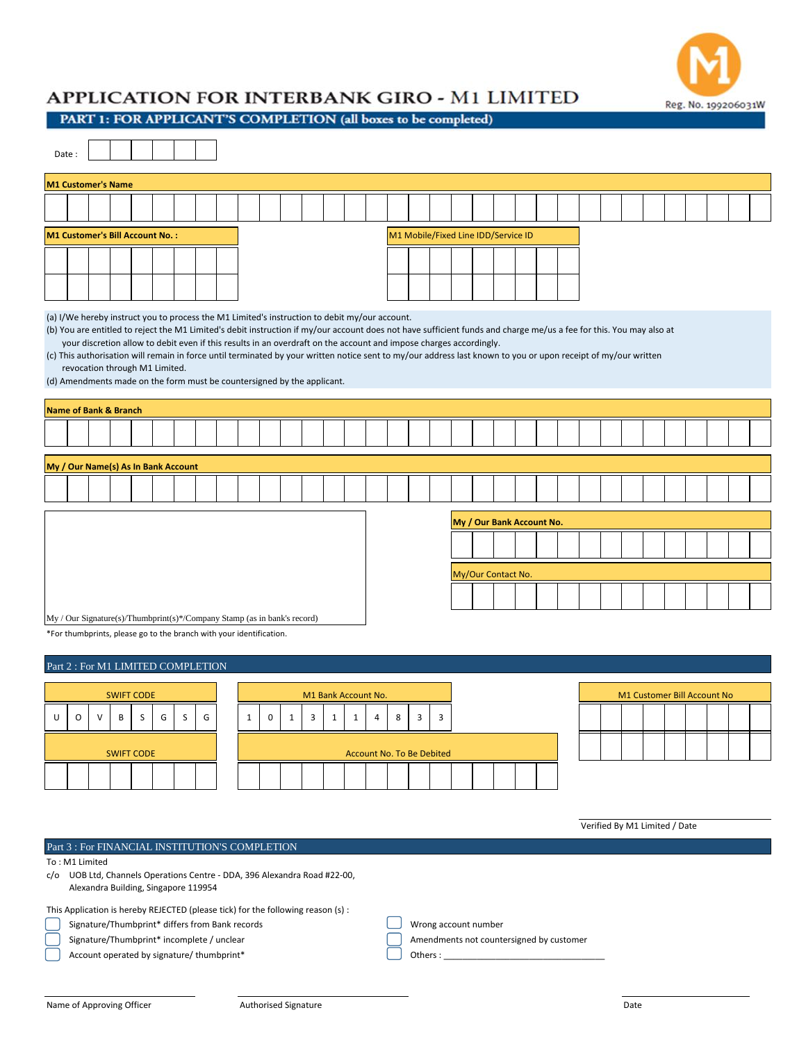# APPLICATION FOR INTERBANK GIRO - M1 LIMITED

Reg. No. 199206031W

## PART 1: FOR APPLICANT'S COMPLETION (all boxes to be completed)

Date :

**M1 Customer's Name**

**M1 Customer's Bill Account No. :**

M1 Mobile/Fixed Line IDD/Service ID

(a) I/We hereby instruct you to process the M1 Limited's instruction to debit my/our account.
(b) You are entitled to reject the M1 Limited's debit instruction if my/our account does not have sufficient funds and charge me/us a fee for this. You may also at your discretion allow to debit even if this results in an overdraft on the account and impose charges accordingly.
(c) This authorisation will remain in force until terminated by your written notice sent to my/our address last known to you or upon receipt of my/our written revocation through M1 Limited.
(d) Amendments made on the form must be countersigned by the applicant.

**Name of Bank & Branch**

**My / Our Name(s) As In Bank Account**

**My / Our Bank Account No.**

My/Our Contact No.

My / Our Signature(s)/Thumbprint(s)*/Company Stamp (as in bank's record)

*For thumbprints, please go to the branch with your identification.

## Part 2 : For M1 LIMITED COMPLETION

| SWIFT CODE | | | | | | | |
|---|---|---|---|---|---|---|---|
| U | O | V | B | S | G | S | G |

| M1 Bank Account No. | | | | | | | | | |
|---|---|---|---|---|---|---|---|---|---|
| 1 | 0 | 1 | 3 | 1 | 1 | 4 | 8 | 3 | 3 |

M1 Customer Bill Account No

SWIFT CODE

Account No. To Be Debited

Verified By M1 Limited / Date

## Part 3 : For FINANCIAL INSTITUTION'S COMPLETION

To : M1 Limited
c/o UOB Ltd, Channels Operations Centre - DDA, 396 Alexandra Road #22-00, Alexandra Building, Singapore 119954

This Application is hereby REJECTED (please tick) for the following reason (s) :

- ☐ Signature/Thumbprint* differs from Bank records
- ☐ Signature/Thumbprint* incomplete / unclear
- ☐ Account operated by signature/ thumbprint*
- ☐ Wrong account number
- ☐ Amendments not countersigned by customer
- ☐ Others : ___________________________________

Name of Approving Officer          Authorised Signature          Date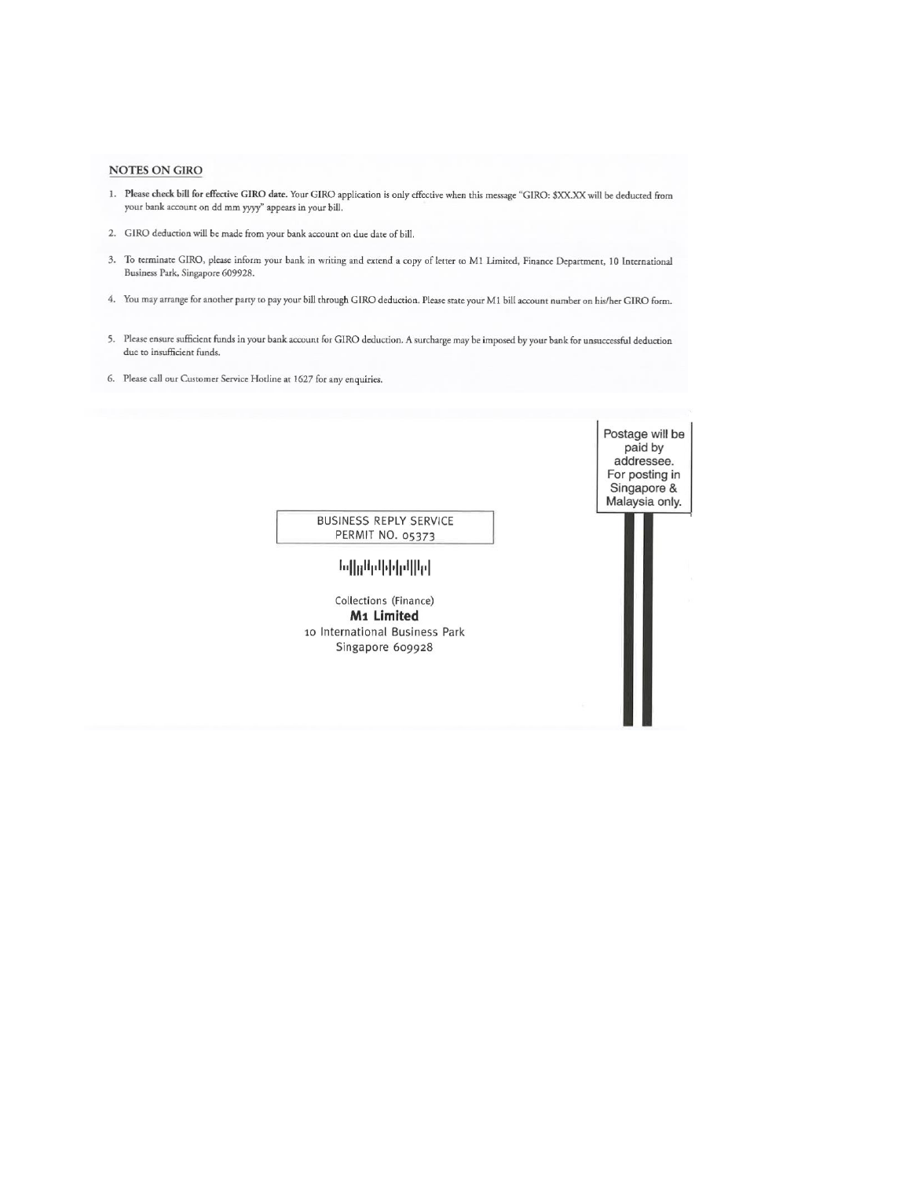## NOTES ON GIRO

1. **Please check bill for effective GIRO date.** Your GIRO application is only effective when this message "GIRO: $XX.XX will be deducted from your bank account on dd mm yyyy" appears in your bill.

2. GIRO deduction will be made from your bank account on due date of bill.

3. To terminate GIRO, please inform your bank in writing and extend a copy of letter to M1 Limited, Finance Department, 10 International Business Park, Singapore 609928.

4. You may arrange for another party to pay your bill through GIRO deduction. Please state your M1 bill account number on his/her GIRO form.

5. Please ensure sufficient funds in your bank account for GIRO deduction. A surcharge may be imposed by your bank for unsuccessful deduction due to insufficient funds.

6. Please call our Customer Service Hotline at 1627 for any enquiries.

Postage will be paid by addressee. For posting in Singapore & Malaysia only.

BUSINESS REPLY SERVICE
PERMIT NO. 05373

Collections (Finance)
**M1 Limited**
10 International Business Park
Singapore 609928